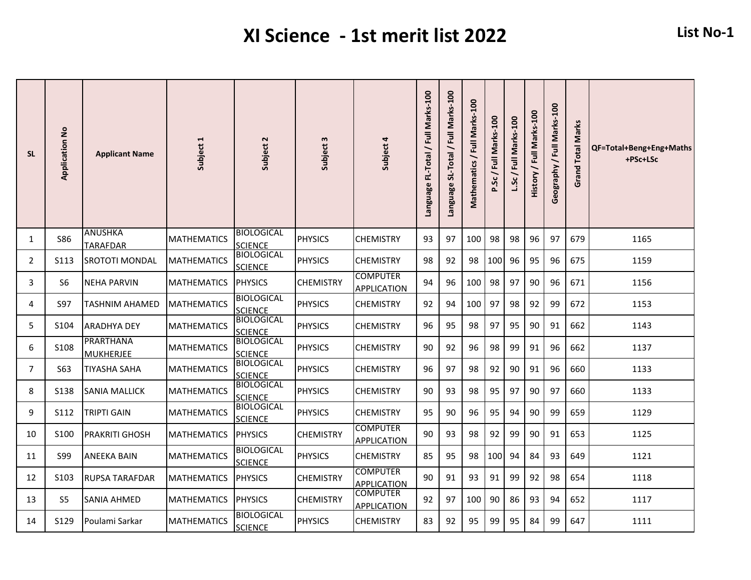# XI Science - 1st merit list 2022

**List No-1**

| SL | Application No | Applicant Name | Subject 1 | Subject 2 | Subject 3 | Subject 4 | Language FL-Total / Full Marks-100 | Language SL-Total / Full Marks-100 | Mathematics / Full Marks-100 | P.Sc / Full Marks-100 | L.Sc / Full Marks-100 | History / Full Marks-100 | Geography / Full Marks-100 | Grand Total Marks | QF=Total+Beng+Eng+Maths +PSc+LSc |
|---|---|---|---|---|---|---|---|---|---|---|---|---|---|---|---|
| 1 | S86 | ANUSHKA TARAFDAR | MATHEMATICS | BIOLOGICAL SCIENCE | PHYSICS | CHEMISTRY | 93 | 97 | 100 | 98 | 98 | 96 | 97 | 679 | 1165 |
| 2 | S113 | SROTOTI MONDAL | MATHEMATICS | BIOLOGICAL SCIENCE | PHYSICS | CHEMISTRY | 98 | 92 | 98 | 100 | 96 | 95 | 96 | 675 | 1159 |
| 3 | S6 | NEHA PARVIN | MATHEMATICS | PHYSICS | CHEMISTRY | COMPUTER APPLICATION | 94 | 96 | 100 | 98 | 97 | 90 | 96 | 671 | 1156 |
| 4 | S97 | TASHNIM AHAMED | MATHEMATICS | BIOLOGICAL SCIENCE | PHYSICS | CHEMISTRY | 92 | 94 | 100 | 97 | 98 | 92 | 99 | 672 | 1153 |
| 5 | S104 | ARADHYA DEY | MATHEMATICS | BIOLOGICAL SCIENCE | PHYSICS | CHEMISTRY | 96 | 95 | 98 | 97 | 95 | 90 | 91 | 662 | 1143 |
| 6 | S108 | PRARTHANA MUKHERJEE | MATHEMATICS | BIOLOGICAL SCIENCE | PHYSICS | CHEMISTRY | 90 | 92 | 96 | 98 | 99 | 91 | 96 | 662 | 1137 |
| 7 | S63 | TIYASHA SAHA | MATHEMATICS | BIOLOGICAL SCIENCE | PHYSICS | CHEMISTRY | 96 | 97 | 98 | 92 | 90 | 91 | 96 | 660 | 1133 |
| 8 | S138 | SANIA MALLICK | MATHEMATICS | BIOLOGICAL SCIENCE | PHYSICS | CHEMISTRY | 90 | 93 | 98 | 95 | 97 | 90 | 97 | 660 | 1133 |
| 9 | S112 | TRIPTI GAIN | MATHEMATICS | BIOLOGICAL SCIENCE | PHYSICS | CHEMISTRY | 95 | 90 | 96 | 95 | 94 | 90 | 99 | 659 | 1129 |
| 10 | S100 | PRAKRITI GHOSH | MATHEMATICS | PHYSICS | CHEMISTRY | COMPUTER APPLICATION | 90 | 93 | 98 | 92 | 99 | 90 | 91 | 653 | 1125 |
| 11 | S99 | ANEEKA BAIN | MATHEMATICS | BIOLOGICAL SCIENCE | PHYSICS | CHEMISTRY | 85 | 95 | 98 | 100 | 94 | 84 | 93 | 649 | 1121 |
| 12 | S103 | RUPSA TARAFDAR | MATHEMATICS | PHYSICS | CHEMISTRY | COMPUTER APPLICATION | 90 | 91 | 93 | 91 | 99 | 92 | 98 | 654 | 1118 |
| 13 | S5 | SANIA AHMED | MATHEMATICS | PHYSICS | CHEMISTRY | COMPUTER APPLICATION | 92 | 97 | 100 | 90 | 86 | 93 | 94 | 652 | 1117 |
| 14 | S129 | Poulami Sarkar | MATHEMATICS | BIOLOGICAL SCIENCE | PHYSICS | CHEMISTRY | 83 | 92 | 95 | 99 | 95 | 84 | 99 | 647 | 1111 |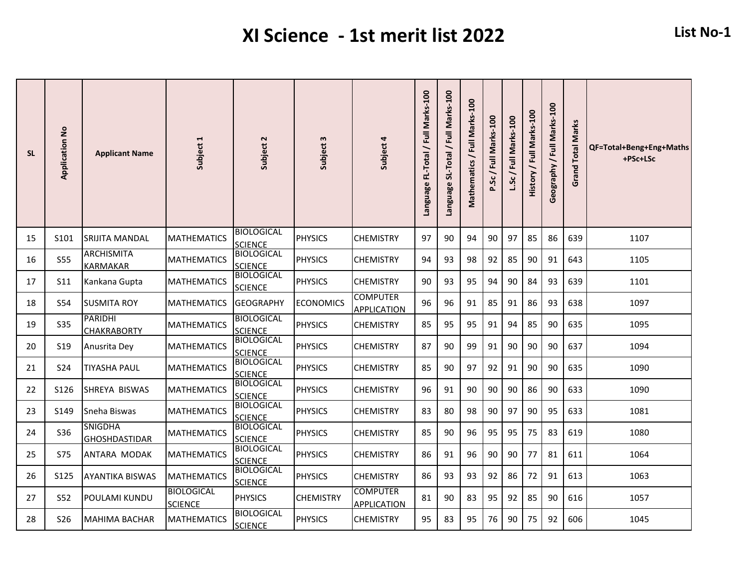# XI Science - 1st merit list 2022

**List No-1**

| SL | Application No | Applicant Name | Subject 1 | Subject 2 | Subject 3 | Subject 4 | Language FL-Total / Full Marks-100 | Language SL-Total / Full Marks-100 | Mathematics / Full Marks-100 | P.Sc / Full Marks-100 | L.Sc / Full Marks-100 | History / Full Marks-100 | Geography / Full Marks-100 | Grand Total Marks | QF=Total+Beng+Eng+Maths +PSc+LSc |
|---|---|---|---|---|---|---|---|---|---|---|---|---|---|---|---|
| 15 | S101 | SRIJITA MANDAL | MATHEMATICS | BIOLOGICAL SCIENCE | PHYSICS | CHEMISTRY | 97 | 90 | 94 | 90 | 97 | 85 | 86 | 639 | 1107 |
| 16 | S55 | ARCHISMITA KARMAKAR | MATHEMATICS | BIOLOGICAL SCIENCE | PHYSICS | CHEMISTRY | 94 | 93 | 98 | 92 | 85 | 90 | 91 | 643 | 1105 |
| 17 | S11 | Kankana Gupta | MATHEMATICS | BIOLOGICAL SCIENCE | PHYSICS | CHEMISTRY | 90 | 93 | 95 | 94 | 90 | 84 | 93 | 639 | 1101 |
| 18 | S54 | SUSMITA ROY | MATHEMATICS | GEOGRAPHY | ECONOMICS | COMPUTER APPLICATION | 96 | 96 | 91 | 85 | 91 | 86 | 93 | 638 | 1097 |
| 19 | S35 | PARIDHI CHAKRABORTY | MATHEMATICS | BIOLOGICAL SCIENCE | PHYSICS | CHEMISTRY | 85 | 95 | 95 | 91 | 94 | 85 | 90 | 635 | 1095 |
| 20 | S19 | Anusrita Dey | MATHEMATICS | BIOLOGICAL SCIENCE | PHYSICS | CHEMISTRY | 87 | 90 | 99 | 91 | 90 | 90 | 90 | 637 | 1094 |
| 21 | S24 | TIYASHA PAUL | MATHEMATICS | BIOLOGICAL SCIENCE | PHYSICS | CHEMISTRY | 85 | 90 | 97 | 92 | 91 | 90 | 90 | 635 | 1090 |
| 22 | S126 | SHREYA BISWAS | MATHEMATICS | BIOLOGICAL SCIENCE | PHYSICS | CHEMISTRY | 96 | 91 | 90 | 90 | 90 | 86 | 90 | 633 | 1090 |
| 23 | S149 | Sneha Biswas | MATHEMATICS | BIOLOGICAL SCIENCE | PHYSICS | CHEMISTRY | 83 | 80 | 98 | 90 | 97 | 90 | 95 | 633 | 1081 |
| 24 | S36 | SNIGDHA GHOSHDASTIDAR | MATHEMATICS | BIOLOGICAL SCIENCE | PHYSICS | CHEMISTRY | 85 | 90 | 96 | 95 | 95 | 75 | 83 | 619 | 1080 |
| 25 | S75 | ANTARA MODAK | MATHEMATICS | BIOLOGICAL SCIENCE | PHYSICS | CHEMISTRY | 86 | 91 | 96 | 90 | 90 | 77 | 81 | 611 | 1064 |
| 26 | S125 | AYANTIKA BISWAS | MATHEMATICS | BIOLOGICAL SCIENCE | PHYSICS | CHEMISTRY | 86 | 93 | 93 | 92 | 86 | 72 | 91 | 613 | 1063 |
| 27 | S52 | POULAMI KUNDU | BIOLOGICAL SCIENCE | PHYSICS | CHEMISTRY | COMPUTER APPLICATION | 81 | 90 | 83 | 95 | 92 | 85 | 90 | 616 | 1057 |
| 28 | S26 | MAHIMA BACHAR | MATHEMATICS | BIOLOGICAL SCIENCE | PHYSICS | CHEMISTRY | 95 | 83 | 95 | 76 | 90 | 75 | 92 | 606 | 1045 |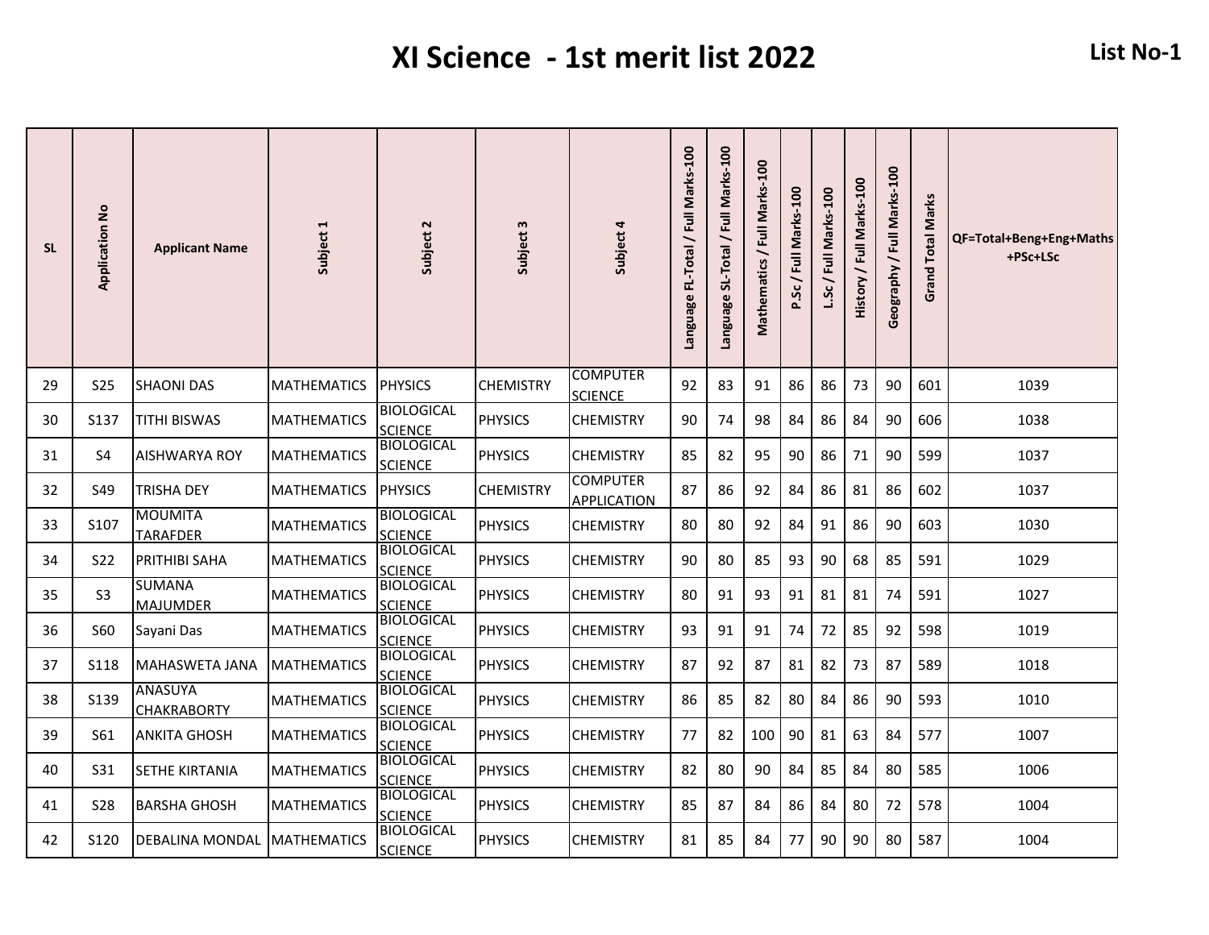# XI Science - 1st merit list 2022

**List No-1**

| SL | Application No | Applicant Name | Subject 1 | Subject 2 | Subject 3 | Subject 4 | Language FL-Total / Full Marks-100 | Language SL-Total / Full Marks-100 | Mathematics / Full Marks-100 | P.Sc / Full Marks-100 | L.Sc / Full Marks-100 | History / Full Marks-100 | Geography / Full Marks-100 | Grand Total Marks | QF=Total+Beng+Eng+Maths +PSc+LSc |
|---|---|---|---|---|---|---|---|---|---|---|---|---|---|---|---|
| 29 | S25 | SHAONI DAS | MATHEMATICS | PHYSICS | CHEMISTRY | COMPUTER SCIENCE | 92 | 83 | 91 | 86 | 86 | 73 | 90 | 601 | 1039 |
| 30 | S137 | TITHI BISWAS | MATHEMATICS | BIOLOGICAL SCIENCE | PHYSICS | CHEMISTRY | 90 | 74 | 98 | 84 | 86 | 84 | 90 | 606 | 1038 |
| 31 | S4 | AISHWARYA ROY | MATHEMATICS | BIOLOGICAL SCIENCE | PHYSICS | CHEMISTRY | 85 | 82 | 95 | 90 | 86 | 71 | 90 | 599 | 1037 |
| 32 | S49 | TRISHA DEY | MATHEMATICS | PHYSICS | CHEMISTRY | COMPUTER APPLICATION | 87 | 86 | 92 | 84 | 86 | 81 | 86 | 602 | 1037 |
| 33 | S107 | MOUMITA TARAFDER | MATHEMATICS | BIOLOGICAL SCIENCE | PHYSICS | CHEMISTRY | 80 | 80 | 92 | 84 | 91 | 86 | 90 | 603 | 1030 |
| 34 | S22 | PRITHIBI SAHA | MATHEMATICS | BIOLOGICAL SCIENCE | PHYSICS | CHEMISTRY | 90 | 80 | 85 | 93 | 90 | 68 | 85 | 591 | 1029 |
| 35 | S3 | SUMANA MAJUMDER | MATHEMATICS | BIOLOGICAL SCIENCE | PHYSICS | CHEMISTRY | 80 | 91 | 93 | 91 | 81 | 81 | 74 | 591 | 1027 |
| 36 | S60 | Sayani Das | MATHEMATICS | BIOLOGICAL SCIENCE | PHYSICS | CHEMISTRY | 93 | 91 | 91 | 74 | 72 | 85 | 92 | 598 | 1019 |
| 37 | S118 | MAHASWETA JANA | MATHEMATICS | BIOLOGICAL SCIENCE | PHYSICS | CHEMISTRY | 87 | 92 | 87 | 81 | 82 | 73 | 87 | 589 | 1018 |
| 38 | S139 | ANASUYA CHAKRABORTY | MATHEMATICS | BIOLOGICAL SCIENCE | PHYSICS | CHEMISTRY | 86 | 85 | 82 | 80 | 84 | 86 | 90 | 593 | 1010 |
| 39 | S61 | ANKITA GHOSH | MATHEMATICS | BIOLOGICAL SCIENCE | PHYSICS | CHEMISTRY | 77 | 82 | 100 | 90 | 81 | 63 | 84 | 577 | 1007 |
| 40 | S31 | SETHE KIRTANIA | MATHEMATICS | BIOLOGICAL SCIENCE | PHYSICS | CHEMISTRY | 82 | 80 | 90 | 84 | 85 | 84 | 80 | 585 | 1006 |
| 41 | S28 | BARSHA GHOSH | MATHEMATICS | BIOLOGICAL SCIENCE | PHYSICS | CHEMISTRY | 85 | 87 | 84 | 86 | 84 | 80 | 72 | 578 | 1004 |
| 42 | S120 | DEBALINA MONDAL | MATHEMATICS | BIOLOGICAL SCIENCE | PHYSICS | CHEMISTRY | 81 | 85 | 84 | 77 | 90 | 90 | 80 | 587 | 1004 |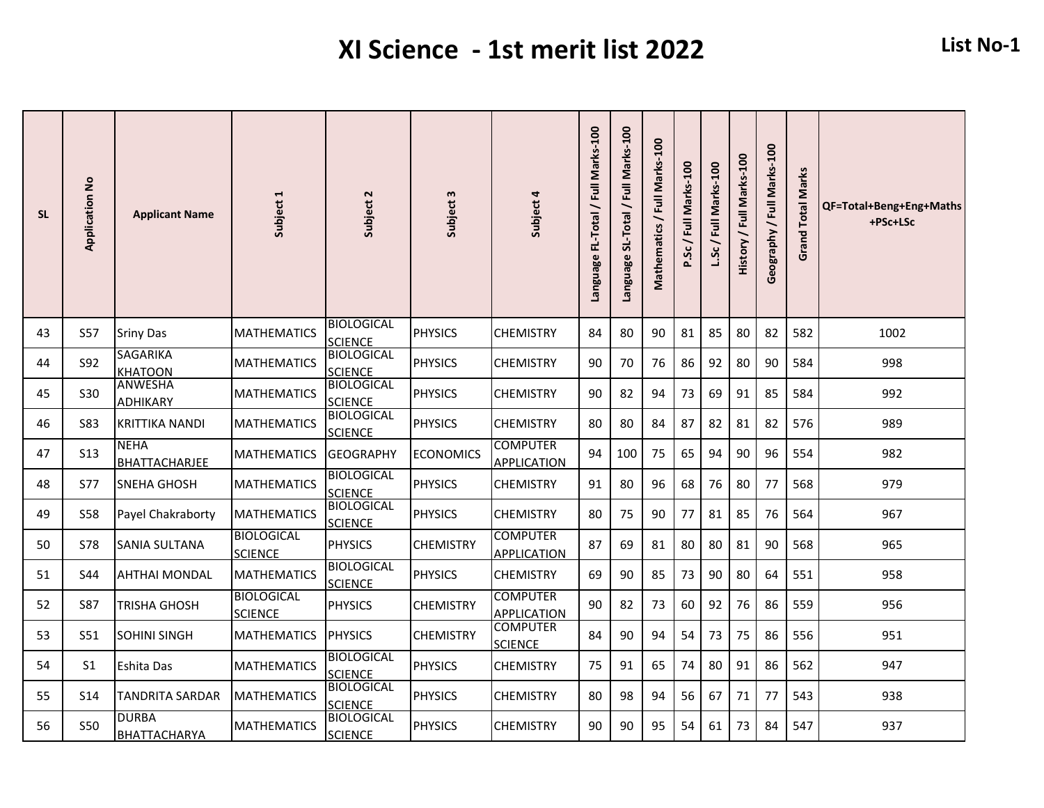# XI Science - 1st merit list 2022

**List No-1**

| SL | Application No | Applicant Name | Subject 1 | Subject 2 | Subject 3 | Subject 4 | Language FL-Total / Full Marks-100 | Language SL-Total / Full Marks-100 | Mathematics / Full Marks-100 | P.Sc / Full Marks-100 | L.Sc / Full Marks-100 | History / Full Marks-100 | Geography / Full Marks-100 | Grand Total Marks | QF=Total+Beng+Eng+Maths +PSc+LSc |
|---|---|---|---|---|---|---|---|---|---|---|---|---|---|---|---|
| 43 | S57 | Sriny Das | MATHEMATICS | BIOLOGICAL SCIENCE | PHYSICS | CHEMISTRY | 84 | 80 | 90 | 81 | 85 | 80 | 82 | 582 | 1002 |
| 44 | S92 | SAGARIKA KHATOON | MATHEMATICS | BIOLOGICAL SCIENCE | PHYSICS | CHEMISTRY | 90 | 70 | 76 | 86 | 92 | 80 | 90 | 584 | 998 |
| 45 | S30 | ANWESHA ADHIKARY | MATHEMATICS | BIOLOGICAL SCIENCE | PHYSICS | CHEMISTRY | 90 | 82 | 94 | 73 | 69 | 91 | 85 | 584 | 992 |
| 46 | S83 | KRITTIKA NANDI | MATHEMATICS | BIOLOGICAL SCIENCE | PHYSICS | CHEMISTRY | 80 | 80 | 84 | 87 | 82 | 81 | 82 | 576 | 989 |
| 47 | S13 | NEHA BHATTACHARJEE | MATHEMATICS | GEOGRAPHY | ECONOMICS | COMPUTER APPLICATION | 94 | 100 | 75 | 65 | 94 | 90 | 96 | 554 | 982 |
| 48 | S77 | SNEHA GHOSH | MATHEMATICS | BIOLOGICAL SCIENCE | PHYSICS | CHEMISTRY | 91 | 80 | 96 | 68 | 76 | 80 | 77 | 568 | 979 |
| 49 | S58 | Payel Chakraborty | MATHEMATICS | BIOLOGICAL SCIENCE | PHYSICS | CHEMISTRY | 80 | 75 | 90 | 77 | 81 | 85 | 76 | 564 | 967 |
| 50 | S78 | SANIA SULTANA | BIOLOGICAL SCIENCE | PHYSICS | CHEMISTRY | COMPUTER APPLICATION | 87 | 69 | 81 | 80 | 80 | 81 | 90 | 568 | 965 |
| 51 | S44 | AHTHAI MONDAL | MATHEMATICS | BIOLOGICAL SCIENCE | PHYSICS | CHEMISTRY | 69 | 90 | 85 | 73 | 90 | 80 | 64 | 551 | 958 |
| 52 | S87 | TRISHA GHOSH | BIOLOGICAL SCIENCE | PHYSICS | CHEMISTRY | COMPUTER APPLICATION | 90 | 82 | 73 | 60 | 92 | 76 | 86 | 559 | 956 |
| 53 | S51 | SOHINI SINGH | MATHEMATICS | PHYSICS | CHEMISTRY | COMPUTER SCIENCE | 84 | 90 | 94 | 54 | 73 | 75 | 86 | 556 | 951 |
| 54 | S1 | Eshita Das | MATHEMATICS | BIOLOGICAL SCIENCE | PHYSICS | CHEMISTRY | 75 | 91 | 65 | 74 | 80 | 91 | 86 | 562 | 947 |
| 55 | S14 | TANDRITA SARDAR | MATHEMATICS | BIOLOGICAL SCIENCE | PHYSICS | CHEMISTRY | 80 | 98 | 94 | 56 | 67 | 71 | 77 | 543 | 938 |
| 56 | S50 | DURBA BHATTACHARYA | MATHEMATICS | BIOLOGICAL SCIENCE | PHYSICS | CHEMISTRY | 90 | 90 | 95 | 54 | 61 | 73 | 84 | 547 | 937 |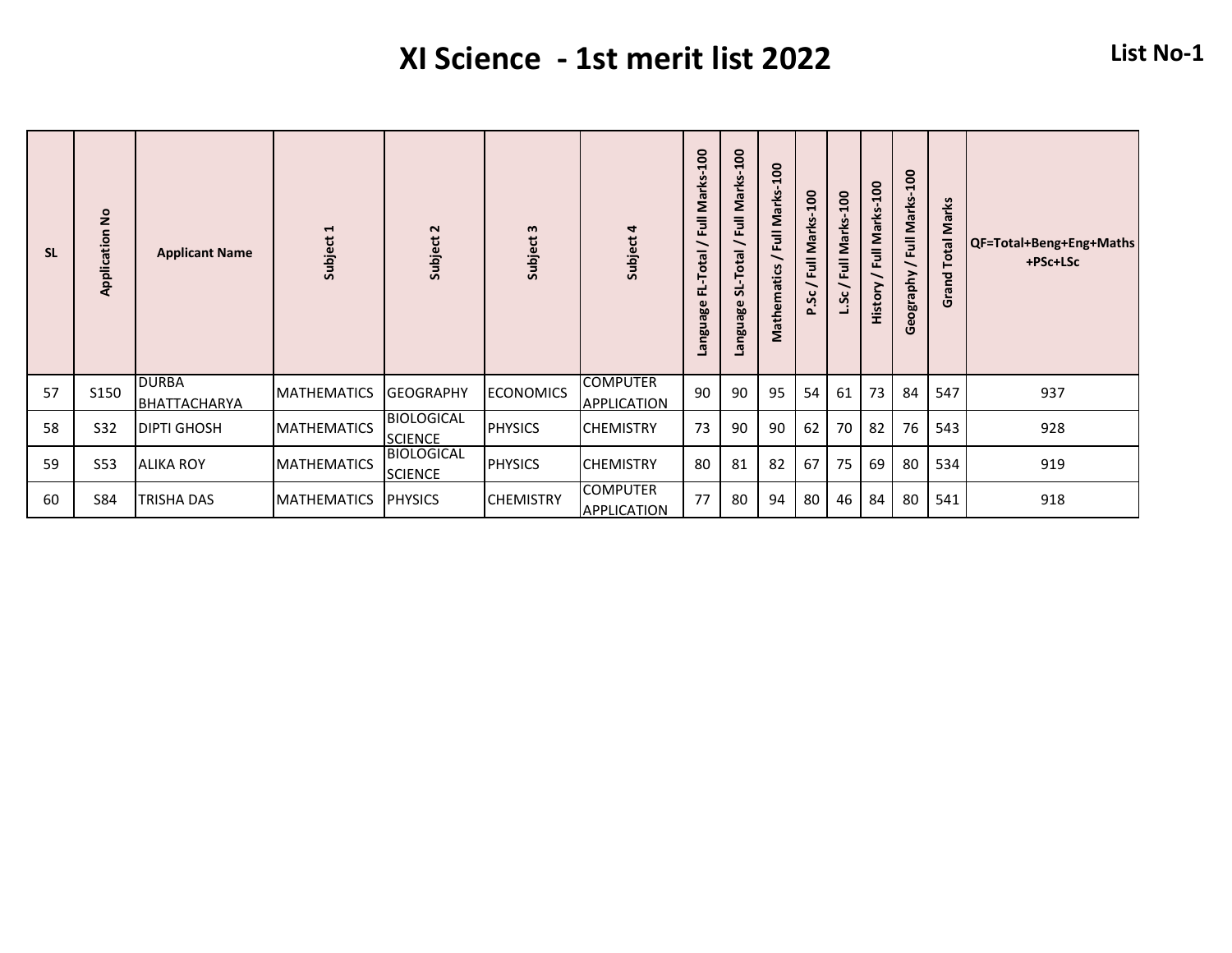# XI Science - 1st merit list 2022

**List No-1**

| SL | Application No | Applicant Name | Subject 1 | Subject 2 | Subject 3 | Subject 4 | Language FL-Total / Full Marks-100 | Language SL-Total / Full Marks-100 | Mathematics / Full Marks-100 | P.Sc / Full Marks-100 | L.Sc / Full Marks-100 | History / Full Marks-100 | Geography / Full Marks-100 | Grand Total Marks | QF=Total+Beng+Eng+Maths +PSc+LSc |
|---|---|---|---|---|---|---|---|---|---|---|---|---|---|---|---|
| 57 | S150 | DURBA BHATTACHARYA | MATHEMATICS | GEOGRAPHY | ECONOMICS | COMPUTER APPLICATION | 90 | 90 | 95 | 54 | 61 | 73 | 84 | 547 | 937 |
| 58 | S32 | DIPTI GHOSH | MATHEMATICS | BIOLOGICAL SCIENCE | PHYSICS | CHEMISTRY | 73 | 90 | 90 | 62 | 70 | 82 | 76 | 543 | 928 |
| 59 | S53 | ALIKA ROY | MATHEMATICS | BIOLOGICAL SCIENCE | PHYSICS | CHEMISTRY | 80 | 81 | 82 | 67 | 75 | 69 | 80 | 534 | 919 |
| 60 | S84 | TRISHA DAS | MATHEMATICS | PHYSICS | CHEMISTRY | COMPUTER APPLICATION | 77 | 80 | 94 | 80 | 46 | 84 | 80 | 541 | 918 |